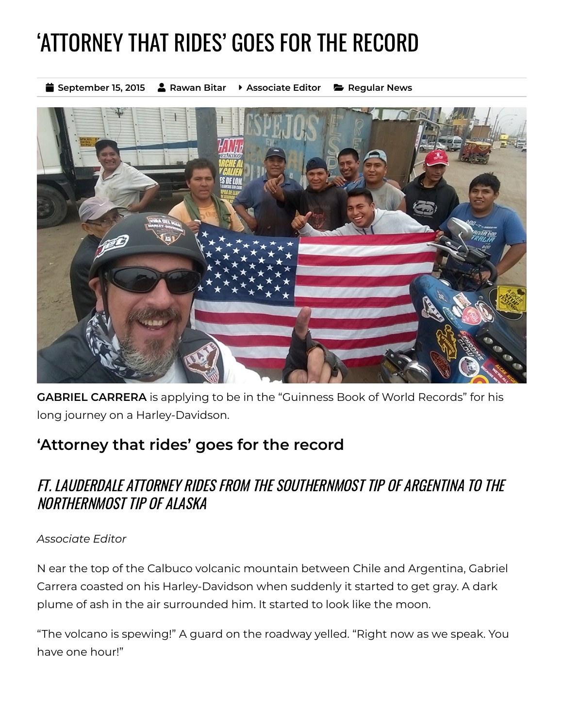# 'ATTORNEY THAT RIDES' GOES FOR THE RECORD

September 15, 2015 | Rawan Bitar | Associate Editor | Regular News

**GABRIEL CARRERA** is applying to be in the "Guinness Book of World Records" for his long journey on a Harley-Davidson.

## 'Attorney that rides' goes for the record

### *FT. LAUDERDALE ATTORNEY RIDES FROM THE SOUTHERNMOST TIP OF ARGENTINA TO THE NORTHERNMOST TIP OF ALASKA*

*Associate Editor*

N ear the top of the Calbuco volcanic mountain between Chile and Argentina, Gabriel Carrera coasted on his Harley-Davidson when suddenly it started to get gray. A dark plume of ash in the air surrounded him. It started to look like the moon.

"The volcano is spewing!" A guard on the roadway yelled. "Right now as we speak. You have one hour!"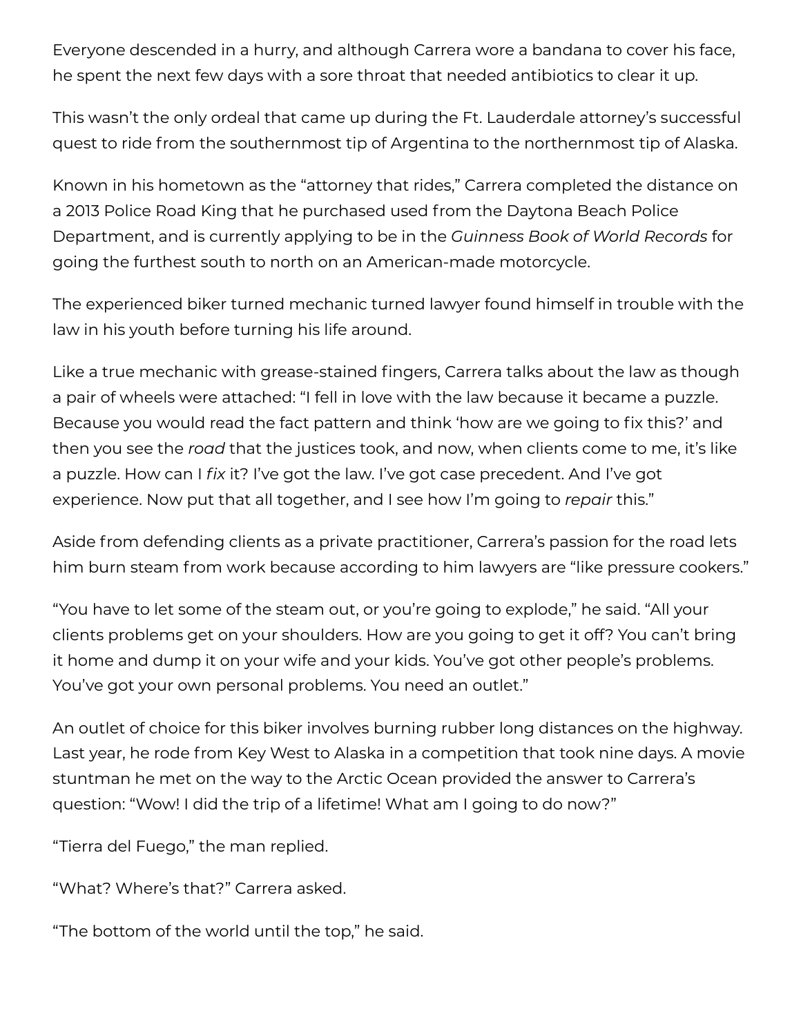Everyone descended in a hurry, and although Carrera wore a bandana to cover his face, he spent the next few days with a sore throat that needed antibiotics to clear it up.

This wasn't the only ordeal that came up during the Ft. Lauderdale attorney's successful quest to ride from the southernmost tip of Argentina to the northernmost tip of Alaska.

Known in his hometown as the "attorney that rides," Carrera completed the distance on a 2013 Police Road King that he purchased used from the Daytona Beach Police Department, and is currently applying to be in the *Guinness Book of World Records* for going the furthest south to north on an American-made motorcycle.

The experienced biker turned mechanic turned lawyer found himself in trouble with the law in his youth before turning his life around.

Like a true mechanic with grease-stained fingers, Carrera talks about the law as though a pair of wheels were attached: "I fell in love with the law because it became a puzzle. Because you would read the fact pattern and think 'how are we going to fix this?' and then you see the *road* that the justices took, and now, when clients come to me, it's like a puzzle. How can I *fix* it? I've got the law. I've got case precedent. And I've got experience. Now put that all together, and I see how I'm going to *repair* this."

Aside from defending clients as a private practitioner, Carrera's passion for the road lets him burn steam from work because according to him lawyers are "like pressure cookers."

"You have to let some of the steam out, or you're going to explode," he said. "All your clients problems get on your shoulders. How are you going to get it off? You can't bring it home and dump it on your wife and your kids. You've got other people's problems. You've got your own personal problems. You need an outlet."

An outlet of choice for this biker involves burning rubber long distances on the highway. Last year, he rode from Key West to Alaska in a competition that took nine days. A movie stuntman he met on the way to the Arctic Ocean provided the answer to Carrera's question: "Wow! I did the trip of a lifetime! What am I going to do now?"

"Tierra del Fuego," the man replied.

"What? Where's that?" Carrera asked.

"The bottom of the world until the top," he said.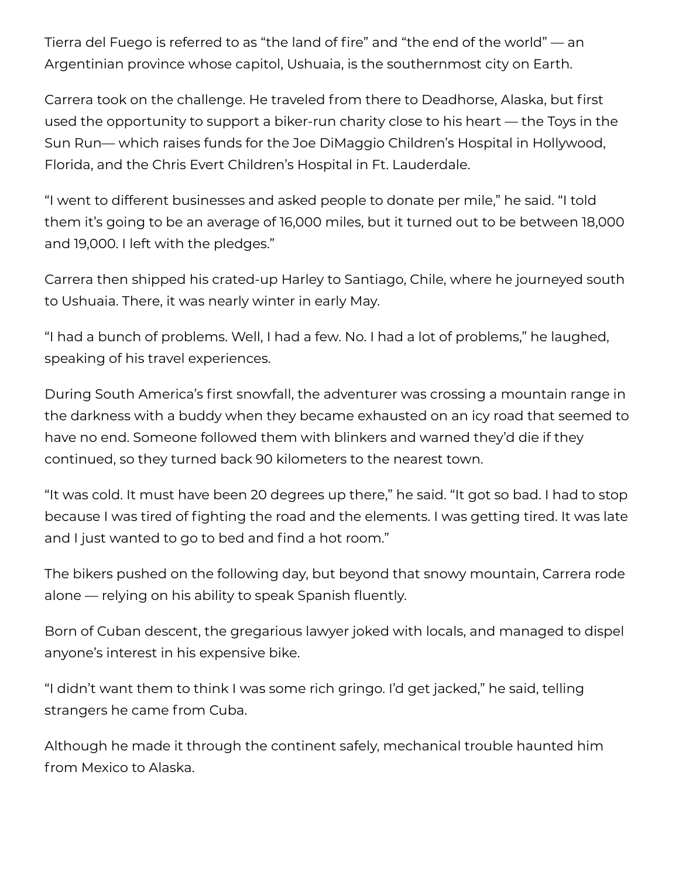Tierra del Fuego is referred to as “the land of fire” and “the end of the world” — an Argentinian province whose capitol, Ushuaia, is the southernmost city on Earth.

Carrera took on the challenge. He traveled from there to Deadhorse, Alaska, but first used the opportunity to support a biker-run charity close to his heart — the Toys in the Sun Run— which raises funds for the Joe DiMaggio Children’s Hospital in Hollywood, Florida, and the Chris Evert Children’s Hospital in Ft. Lauderdale.

“I went to different businesses and asked people to donate per mile,” he said. “I told them it’s going to be an average of 16,000 miles, but it turned out to be between 18,000 and 19,000. I left with the pledges.”

Carrera then shipped his crated-up Harley to Santiago, Chile, where he journeyed south to Ushuaia. There, it was nearly winter in early May.

“I had a bunch of problems. Well, I had a few. No. I had a lot of problems,” he laughed, speaking of his travel experiences.

During South America’s first snowfall, the adventurer was crossing a mountain range in the darkness with a buddy when they became exhausted on an icy road that seemed to have no end. Someone followed them with blinkers and warned they’d die if they continued, so they turned back 90 kilometers to the nearest town.

“It was cold. It must have been 20 degrees up there,” he said. “It got so bad. I had to stop because I was tired of fighting the road and the elements. I was getting tired. It was late and I just wanted to go to bed and find a hot room.”

The bikers pushed on the following day, but beyond that snowy mountain, Carrera rode alone — relying on his ability to speak Spanish fluently.

Born of Cuban descent, the gregarious lawyer joked with locals, and managed to dispel anyone’s interest in his expensive bike.

“I didn’t want them to think I was some rich gringo. I’d get jacked,” he said, telling strangers he came from Cuba.

Although he made it through the continent safely, mechanical trouble haunted him from Mexico to Alaska.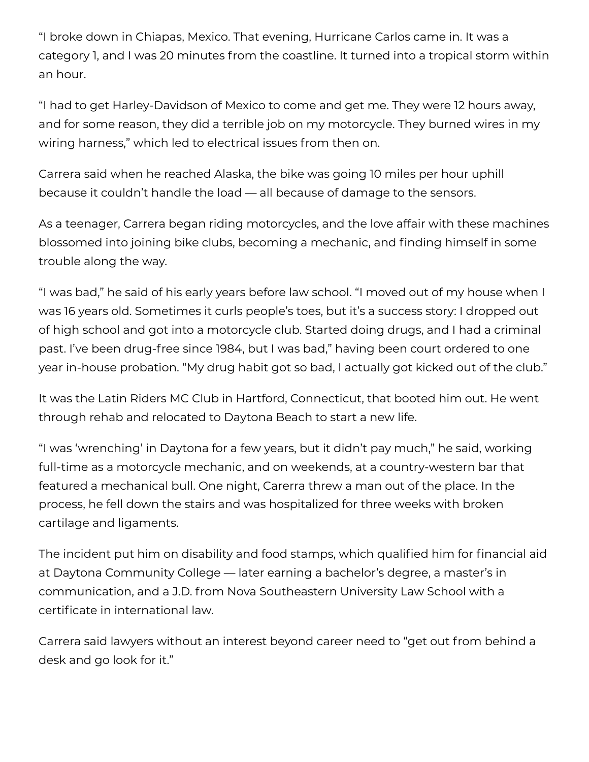"I broke down in Chiapas, Mexico. That evening, Hurricane Carlos came in. It was a category 1, and I was 20 minutes from the coastline. It turned into a tropical storm within an hour.

"I had to get Harley-Davidson of Mexico to come and get me. They were 12 hours away, and for some reason, they did a terrible job on my motorcycle. They burned wires in my wiring harness," which led to electrical issues from then on.

Carrera said when he reached Alaska, the bike was going 10 miles per hour uphill because it couldn't handle the load — all because of damage to the sensors.

As a teenager, Carrera began riding motorcycles, and the love affair with these machines blossomed into joining bike clubs, becoming a mechanic, and finding himself in some trouble along the way.

"I was bad," he said of his early years before law school. "I moved out of my house when I was 16 years old. Sometimes it curls people's toes, but it's a success story: I dropped out of high school and got into a motorcycle club. Started doing drugs, and I had a criminal past. I've been drug-free since 1984, but I was bad," having been court ordered to one year in-house probation. "My drug habit got so bad, I actually got kicked out of the club."

It was the Latin Riders MC Club in Hartford, Connecticut, that booted him out. He went through rehab and relocated to Daytona Beach to start a new life.

"I was 'wrenching' in Daytona for a few years, but it didn't pay much," he said, working full-time as a motorcycle mechanic, and on weekends, at a country-western bar that featured a mechanical bull. One night, Carerra threw a man out of the place. In the process, he fell down the stairs and was hospitalized for three weeks with broken cartilage and ligaments.

The incident put him on disability and food stamps, which qualified him for financial aid at Daytona Community College — later earning a bachelor's degree, a master's in communication, and a J.D. from Nova Southeastern University Law School with a certificate in international law.

Carrera said lawyers without an interest beyond career need to "get out from behind a desk and go look for it."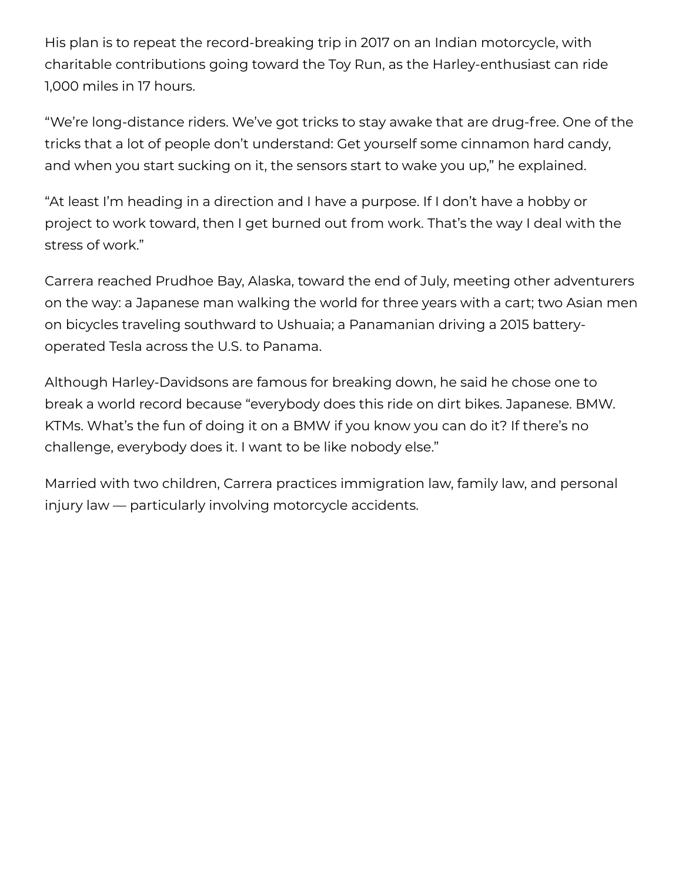His plan is to repeat the record-breaking trip in 2017 on an Indian motorcycle, with charitable contributions going toward the Toy Run, as the Harley-enthusiast can ride 1,000 miles in 17 hours.

“We’re long-distance riders. We’ve got tricks to stay awake that are drug-free. One of the tricks that a lot of people don’t understand: Get yourself some cinnamon hard candy, and when you start sucking on it, the sensors start to wake you up,” he explained.

“At least I’m heading in a direction and I have a purpose. If I don’t have a hobby or project to work toward, then I get burned out from work. That’s the way I deal with the stress of work.”

Carrera reached Prudhoe Bay, Alaska, toward the end of July, meeting other adventurers on the way: a Japanese man walking the world for three years with a cart; two Asian men on bicycles traveling southward to Ushuaia; a Panamanian driving a 2015 battery-operated Tesla across the U.S. to Panama.

Although Harley-Davidsons are famous for breaking down, he said he chose one to break a world record because “everybody does this ride on dirt bikes. Japanese. BMW. KTMs. What’s the fun of doing it on a BMW if you know you can do it? If there’s no challenge, everybody does it. I want to be like nobody else.”

Married with two children, Carrera practices immigration law, family law, and personal injury law — particularly involving motorcycle accidents.